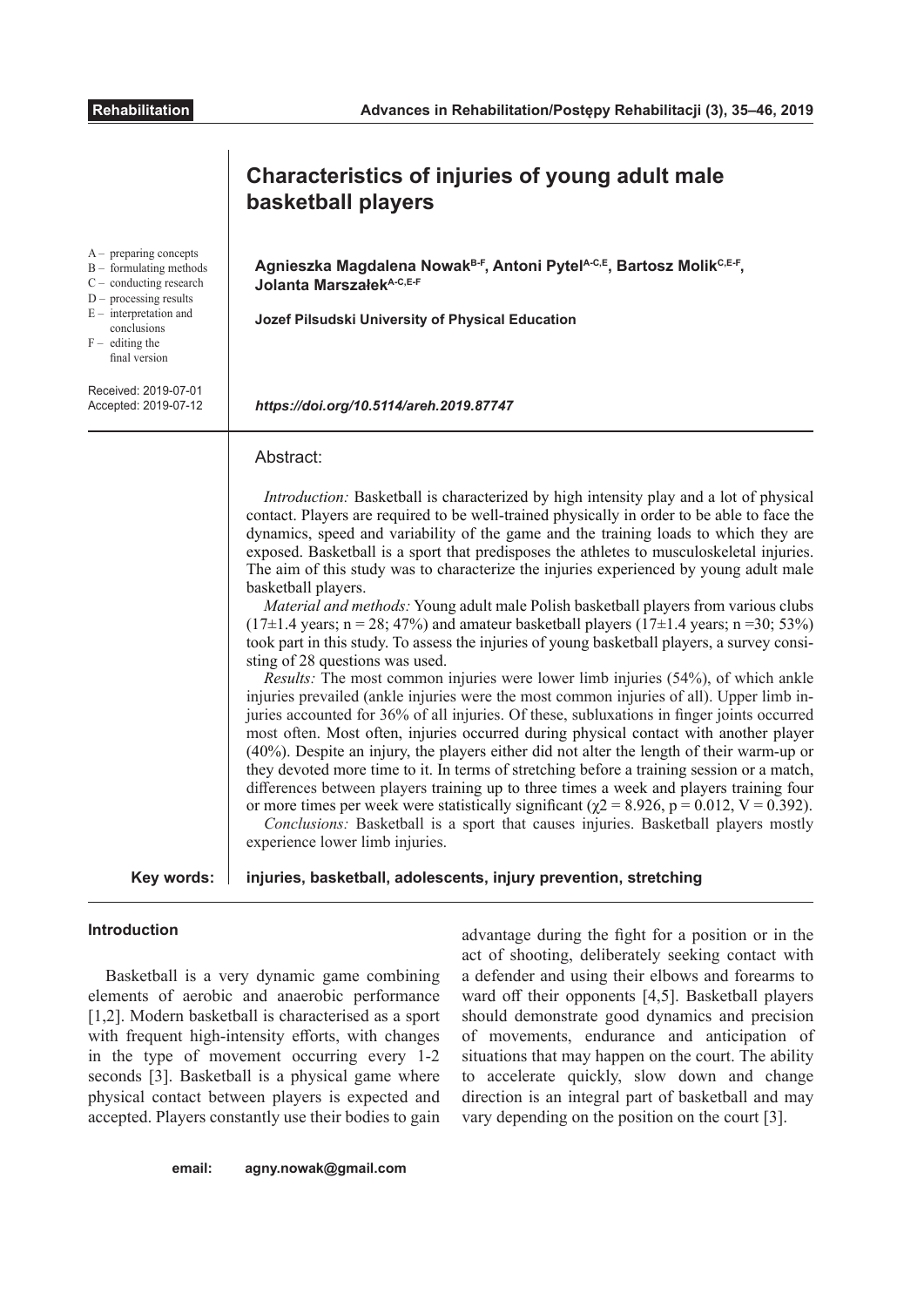# Characteristics of injuries of young adult male basketball players

A – preparing concepts
B – formulating methods
C – conducting research
D – processing results
E – interpretation and conclusions
F – editing the final version

**Agnieszka Magdalena Nowak[B-F], Antoni Pytel[A-C,E], Bartosz Molik[C,E-F], Jolanta Marszałek[A-C,E-F]**

**Jozef Pilsudski University of Physical Education**

Received: 2019-07-01
Accepted: 2019-07-12

***https://doi.org/10.5114/areh.2019.87747***

## Abstract:

*Introduction:* Basketball is characterized by high intensity play and a lot of physical contact. Players are required to be well-trained physically in order to be able to face the dynamics, speed and variability of the game and the training loads to which they are exposed. Basketball is a sport that predisposes the athletes to musculoskeletal injuries. The aim of this study was to characterize the injuries experienced by young adult male basketball players.

*Material and methods:* Young adult male Polish basketball players from various clubs (17±1.4 years; n = 28; 47%) and amateur basketball players (17±1.4 years; n =30; 53%) took part in this study. To assess the injuries of young basketball players, a survey consisting of 28 questions was used.

*Results:* The most common injuries were lower limb injuries (54%), of which ankle injuries prevailed (ankle injuries were the most common injuries of all). Upper limb injuries accounted for 36% of all injuries. Of these, subluxations in finger joints occurred most often. Most often, injuries occurred during physical contact with another player (40%). Despite an injury, the players either did not alter the length of their warm-up or they devoted more time to it. In terms of stretching before a training session or a match, differences between players training up to three times a week and players training four or more times per week were statistically significant ($\chi 2 = 8.926$, $p = 0.012$, $V = 0.392$).

*Conclusions:* Basketball is a sport that causes injuries. Basketball players mostly experience lower limb injuries.

**Key words:** **injuries, basketball, adolescents, injury prevention, stretching**

### Introduction

Basketball is a very dynamic game combining elements of aerobic and anaerobic performance [1,2]. Modern basketball is characterised as a sport with frequent high-intensity efforts, with changes in the type of movement occurring every 1-2 seconds [3]. Basketball is a physical game where physical contact between players is expected and accepted. Players constantly use their bodies to gain advantage during the fight for a position or in the act of shooting, deliberately seeking contact with a defender and using their elbows and forearms to ward off their opponents [4,5]. Basketball players should demonstrate good dynamics and precision of movements, endurance and anticipation of situations that may happen on the court. The ability to accelerate quickly, slow down and change direction is an integral part of basketball and may vary depending on the position on the court [3].

**email:** **agny.nowak@gmail.com**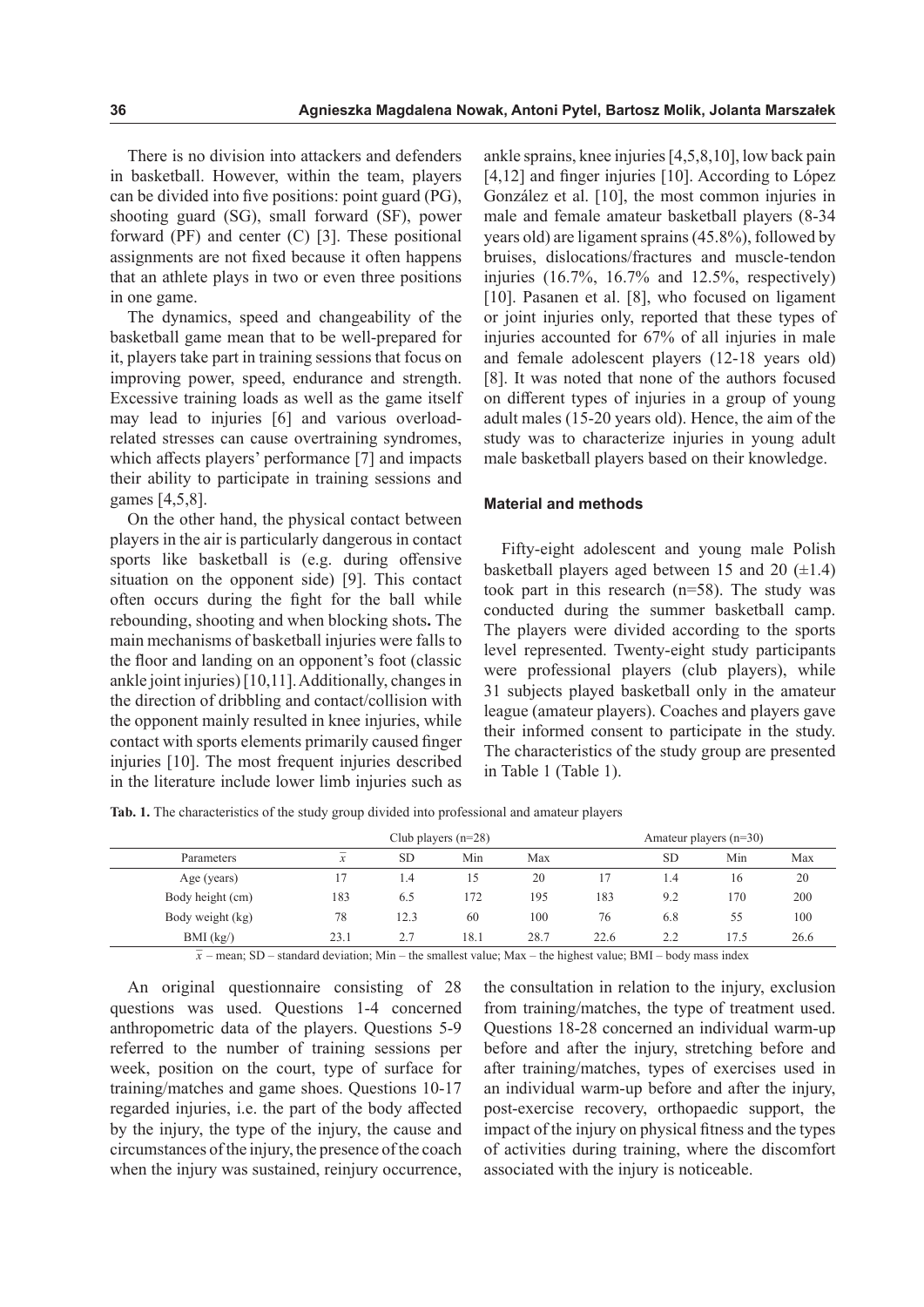There is no division into attackers and defenders in basketball. However, within the team, players can be divided into five positions: point guard (PG), shooting guard (SG), small forward (SF), power forward (PF) and center (C) [3]. These positional assignments are not fixed because it often happens that an athlete plays in two or even three positions in one game.

The dynamics, speed and changeability of the basketball game mean that to be well-prepared for it, players take part in training sessions that focus on improving power, speed, endurance and strength. Excessive training loads as well as the game itself may lead to injuries [6] and various overload-related stresses can cause overtraining syndromes, which affects players' performance [7] and impacts their ability to participate in training sessions and games [4,5,8].

On the other hand, the physical contact between players in the air is particularly dangerous in contact sports like basketball is (e.g. during offensive situation on the opponent side) [9]. This contact often occurs during the fight for the ball while rebounding, shooting and when blocking shots**.** The main mechanisms of basketball injuries were falls to the floor and landing on an opponent's foot (classic ankle joint injuries) [10,11]. Additionally, changes in the direction of dribbling and contact/collision with the opponent mainly resulted in knee injuries, while contact with sports elements primarily caused finger injuries [10]. The most frequent injuries described in the literature include lower limb injuries such as ankle sprains, knee injuries [4,5,8,10], low back pain [4,12] and finger injuries [10]. According to López González et al. [10], the most common injuries in male and female amateur basketball players (8-34 years old) are ligament sprains (45.8%), followed by bruises, dislocations/fractures and muscle-tendon injuries (16.7%, 16.7% and 12.5%, respectively) [10]. Pasanen et al. [8], who focused on ligament or joint injuries only, reported that these types of injuries accounted for 67% of all injuries in male and female adolescent players (12-18 years old) [8]. It was noted that none of the authors focused on different types of injuries in a group of young adult males (15-20 years old). Hence, the aim of the study was to characterize injuries in young adult male basketball players based on their knowledge.

### Material and methods

Fifty-eight adolescent and young male Polish basketball players aged between 15 and 20 (±1.4) took part in this research (n=58). The study was conducted during the summer basketball camp. The players were divided according to the sports level represented. Twenty-eight study participants were professional players (club players), while 31 subjects played basketball only in the amateur league (amateur players). Coaches and players gave their informed consent to participate in the study. The characteristics of the study group are presented in Table 1 (Table 1).

**Tab. 1.** The characteristics of the study group divided into professional and amateur players

| Parameters | Club players (n=28) | | | | Amateur players (n=30) | | | |
|---|---|---|---|---|---|---|---|---|
| | $\bar{x}$ | SD | Min | Max | | SD | Min | Max |
| Age (years) | 17 | 1.4 | 15 | 20 | 17 | 1.4 | 16 | 20 |
| Body height (cm) | 183 | 6.5 | 172 | 195 | 183 | 9.2 | 170 | 200 |
| Body weight (kg) | 78 | 12.3 | 60 | 100 | 76 | 6.8 | 55 | 100 |
| BMI (kg/) | 23.1 | 2.7 | 18.1 | 28.7 | 22.6 | 2.2 | 17.5 | 26.6 |

$\bar{x}$ – mean; SD – standard deviation; Min – the smallest value; Max – the highest value; BMI – body mass index

An original questionnaire consisting of 28 questions was used. Questions 1-4 concerned anthropometric data of the players. Questions 5-9 referred to the number of training sessions per week, position on the court, type of surface for training/matches and game shoes. Questions 10-17 regarded injuries, i.e. the part of the body affected by the injury, the type of the injury, the cause and circumstances of the injury, the presence of the coach when the injury was sustained, reinjury occurrence, the consultation in relation to the injury, exclusion from training/matches, the type of treatment used. Questions 18-28 concerned an individual warm-up before and after the injury, stretching before and after training/matches, types of exercises used in an individual warm-up before and after the injury, post-exercise recovery, orthopaedic support, the impact of the injury on physical fitness and the types of activities during training, where the discomfort associated with the injury is noticeable.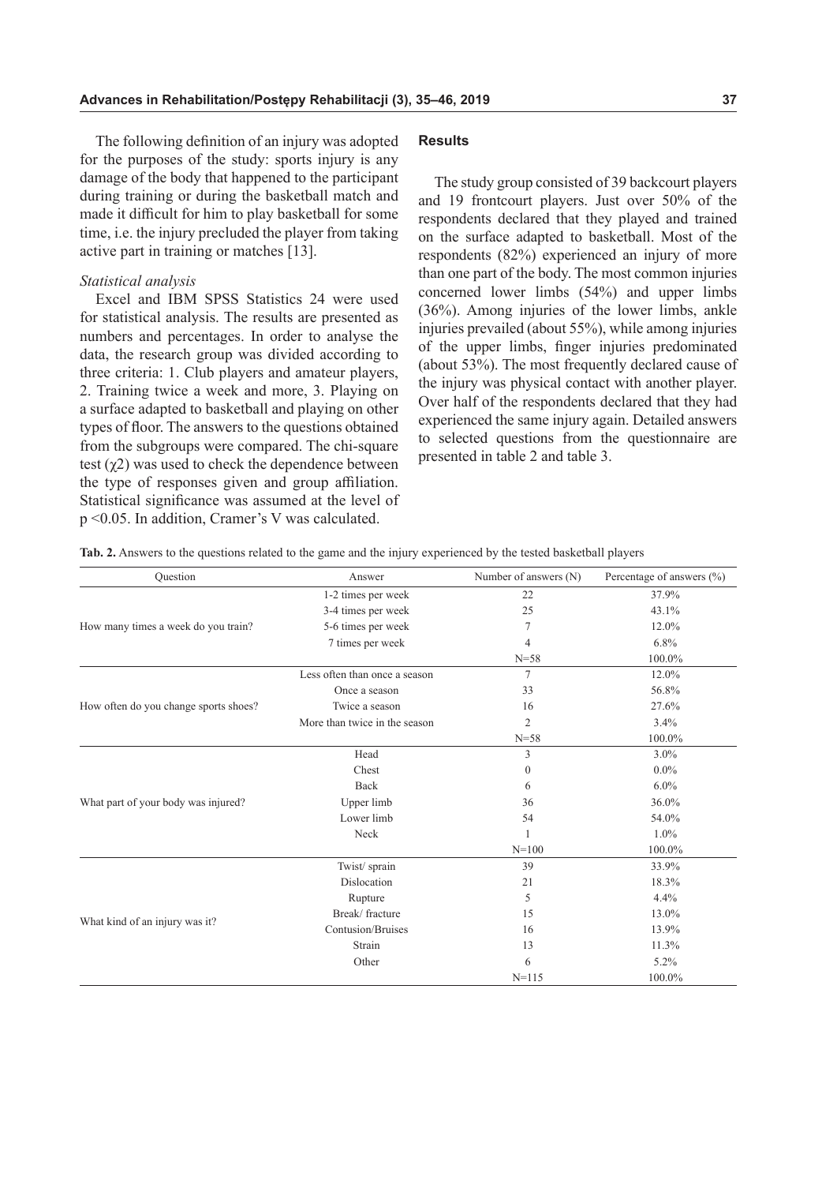The following definition of an injury was adopted for the purposes of the study: sports injury is any damage of the body that happened to the participant during training or during the basketball match and made it difficult for him to play basketball for some time, i.e. the injury precluded the player from taking active part in training or matches [13].

*Statistical analysis*

Excel and IBM SPSS Statistics 24 were used for statistical analysis. The results are presented as numbers and percentages. In order to analyse the data, the research group was divided according to three criteria: 1. Club players and amateur players, 2. Training twice a week and more, 3. Playing on a surface adapted to basketball and playing on other types of floor. The answers to the questions obtained from the subgroups were compared. The chi-square test ($\chi 2$) was used to check the dependence between the type of responses given and group affiliation. Statistical significance was assumed at the level of $p < 0.05$. In addition, Cramer's V was calculated.

## Results

The study group consisted of 39 backcourt players and 19 frontcourt players. Just over 50% of the respondents declared that they played and trained on the surface adapted to basketball. Most of the respondents (82%) experienced an injury of more than one part of the body. The most common injuries concerned lower limbs (54%) and upper limbs (36%). Among injuries of the lower limbs, ankle injuries prevailed (about 55%), while among injuries of the upper limbs, finger injuries predominated (about 53%). The most frequently declared cause of the injury was physical contact with another player. Over half of the respondents declared that they had experienced the same injury again. Detailed answers to selected questions from the questionnaire are presented in table 2 and table 3.

**Tab. 2.** Answers to the questions related to the game and the injury experienced by the tested basketball players

| Question | Answer | Number of answers (N) | Percentage of answers (%) |
|---|---|---|---|
| How many times a week do you train? | 1-2 times per week | 22 | 37.9% |
| | 3-4 times per week | 25 | 43.1% |
| | 5-6 times per week | 7 | 12.0% |
| | 7 times per week | 4 | 6.8% |
| | | N=58 | 100.0% |
| How often do you change sports shoes? | Less often than once a season | 7 | 12.0% |
| | Once a season | 33 | 56.8% |
| | Twice a season | 16 | 27.6% |
| | More than twice in the season | 2 | 3.4% |
| | | N=58 | 100.0% |
| What part of your body was injured? | Head | 3 | 3.0% |
| | Chest | 0 | 0.0% |
| | Back | 6 | 6.0% |
| | Upper limb | 36 | 36.0% |
| | Lower limb | 54 | 54.0% |
| | Neck | 1 | 1.0% |
| | | N=100 | 100.0% |
| What kind of an injury was it? | Twist/ sprain | 39 | 33.9% |
| | Dislocation | 21 | 18.3% |
| | Rupture | 5 | 4.4% |
| | Break/ fracture | 15 | 13.0% |
| | Contusion/Bruises | 16 | 13.9% |
| | Strain | 13 | 11.3% |
| | Other | 6 | 5.2% |
| | | N=115 | 100.0% |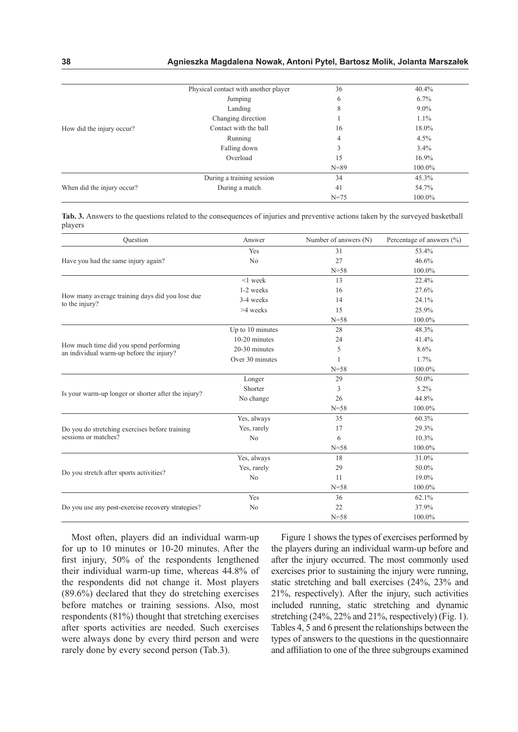| | | | |
|---|---|---|---|
| How did the injury occur? | Physical contact with another player | 36 | 40.4% |
| | Jumping | 6 | 6.7% |
| | Landing | 8 | 9.0% |
| | Changing direction | 1 | 1.1% |
| | Contact with the ball | 16 | 18.0% |
| | Running | 4 | 4.5% |
| | Falling down | 3 | 3.4% |
| | Overload | 15 | 16.9% |
| | | N=89 | 100.0% |
| When did the injury occur? | During a training session | 34 | 45.3% |
| | During a match | 41 | 54.7% |
| | | N=75 | 100.0% |

**Tab. 3.** Answers to the questions related to the consequences of injuries and preventive actions taken by the surveyed basketball players

| Question | Answer | Number of answers (N) | Percentage of answers (%) |
|---|---|---|---|
| Have you had the same injury again? | Yes | 31 | 53.4% |
| | No | 27 | 46.6% |
| | | N=58 | 100.0% |
| How many average training days did you lose due to the injury? | <1 week | 13 | 22.4% |
| | 1-2 weeks | 16 | 27.6% |
| | 3-4 weeks | 14 | 24.1% |
| | >4 weeks | 15 | 25.9% |
| | | N=58 | 100.0% |
| How much time did you spend performing an individual warm-up before the injury? | Up to 10 minutes | 28 | 48.3% |
| | 10-20 minutes | 24 | 41.4% |
| | 20-30 minutes | 5 | 8.6% |
| | Over 30 minutes | 1 | 1.7% |
| | | N=58 | 100.0% |
| Is your warm-up longer or shorter after the injury? | Longer | 29 | 50.0% |
| | Shorter | 3 | 5.2% |
| | No change | 26 | 44.8% |
| | | N=58 | 100.0% |
| Do you do stretching exercises before training sessions or matches? | Yes, always | 35 | 60.3% |
| | Yes, rarely | 17 | 29.3% |
| | No | 6 | 10.3% |
| | | N=58 | 100.0% |
| Do you stretch after sports activities? | Yes, always | 18 | 31.0% |
| | Yes, rarely | 29 | 50.0% |
| | No | 11 | 19.0% |
| | | N=58 | 100.0% |
| Do you use any post-exercise recovery strategies? | Yes | 36 | 62.1% |
| | No | 22 | 37.9% |
| | | N=58 | 100.0% |

Most often, players did an individual warm-up for up to 10 minutes or 10-20 minutes. After the first injury, 50% of the respondents lengthened their individual warm-up time, whereas 44.8% of the respondents did not change it. Most players (89.6%) declared that they do stretching exercises before matches or training sessions. Also, most respondents (81%) thought that stretching exercises after sports activities are needed. Such exercises were always done by every third person and were rarely done by every second person (Tab.3).

Figure 1 shows the types of exercises performed by the players during an individual warm-up before and after the injury occurred. The most commonly used exercises prior to sustaining the injury were running, static stretching and ball exercises (24%, 23% and 21%, respectively). After the injury, such activities included running, static stretching and dynamic stretching (24%, 22% and 21%, respectively) (Fig. 1). Tables 4, 5 and 6 present the relationships between the types of answers to the questions in the questionnaire and affiliation to one of the three subgroups examined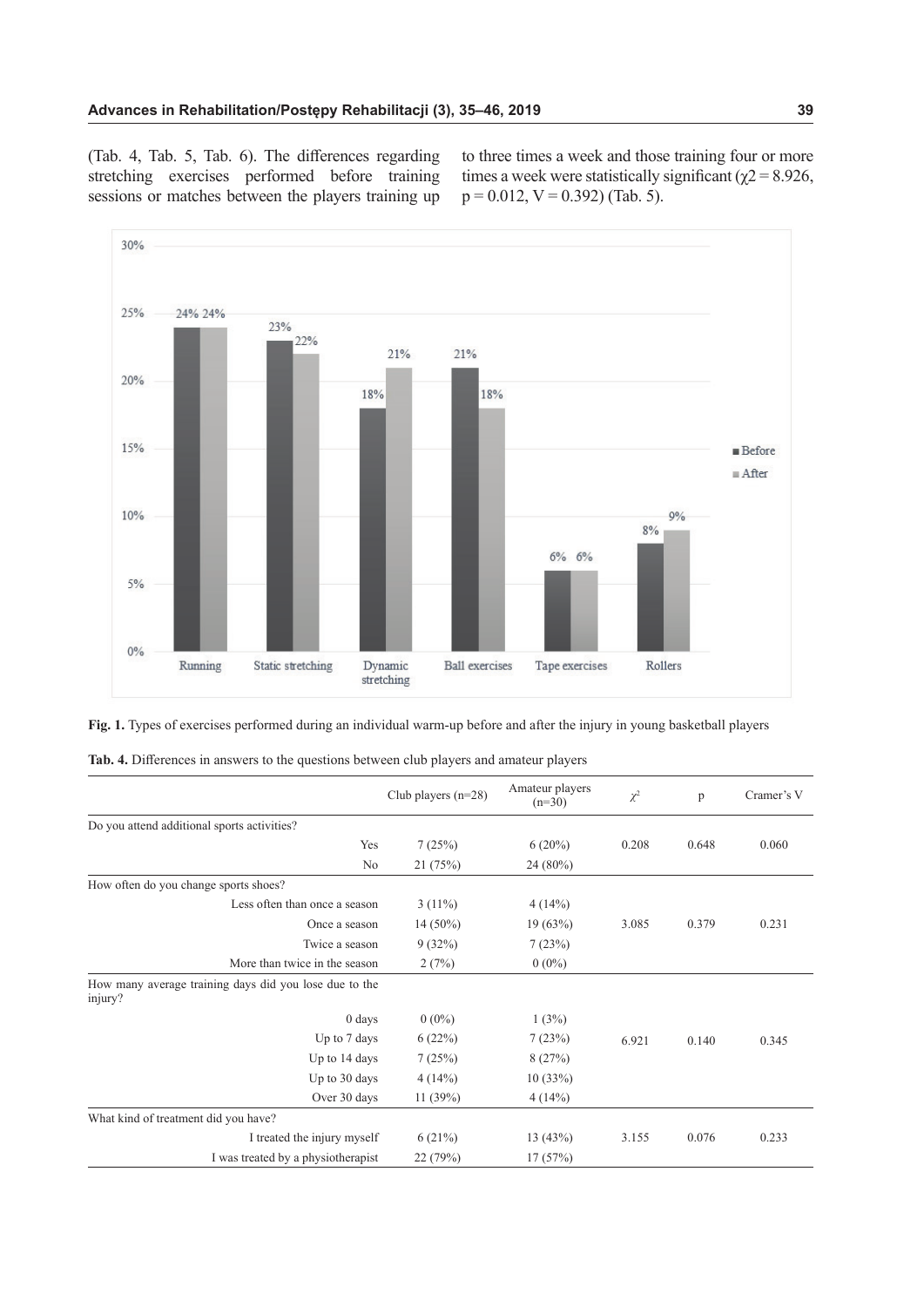(Tab. 4, Tab. 5, Tab. 6). The differences regarding stretching exercises performed before training sessions or matches between the players training up to three times a week and those training four or more times a week were statistically significant ($\chi2 = 8.926$, $p = 0.012$, $V = 0.392$) (Tab. 5).

**Fig. 1.** Types of exercises performed during an individual warm-up before and after the injury in young basketball players

**Tab. 4.** Differences in answers to the questions between club players and amateur players

| | Club players (n=28) | Amateur players (n=30) | $\chi^2$ | p | Cramer's V |
|---|---|---|---|---|---|
| Do you attend additional sports activities? | | | | | |
| Yes | 7 (25%) | 6 (20%) | 0.208 | 0.648 | 0.060 |
| No | 21 (75%) | 24 (80%) | | | |
| How often do you change sports shoes? | | | | | |
| Less often than once a season | 3 (11%) | 4 (14%) | 3.085 | 0.379 | 0.231 |
| Once a season | 14 (50%) | 19 (63%) | | | |
| Twice a season | 9 (32%) | 7 (23%) | | | |
| More than twice in the season | 2 (7%) | 0 (0%) | | | |
| How many average training days did you lose due to the injury? | | | | | |
| 0 days | 0 (0%) | 1 (3%) | 6.921 | 0.140 | 0.345 |
| Up to 7 days | 6 (22%) | 7 (23%) | | | |
| Up to 14 days | 7 (25%) | 8 (27%) | | | |
| Up to 30 days | 4 (14%) | 10 (33%) | | | |
| Over 30 days | 11 (39%) | 4 (14%) | | | |
| What kind of treatment did you have? | | | | | |
| I treated the injury myself | 6 (21%) | 13 (43%) | 3.155 | 0.076 | 0.233 |
| I was treated by a physiotherapist | 22 (79%) | 17 (57%) | | | |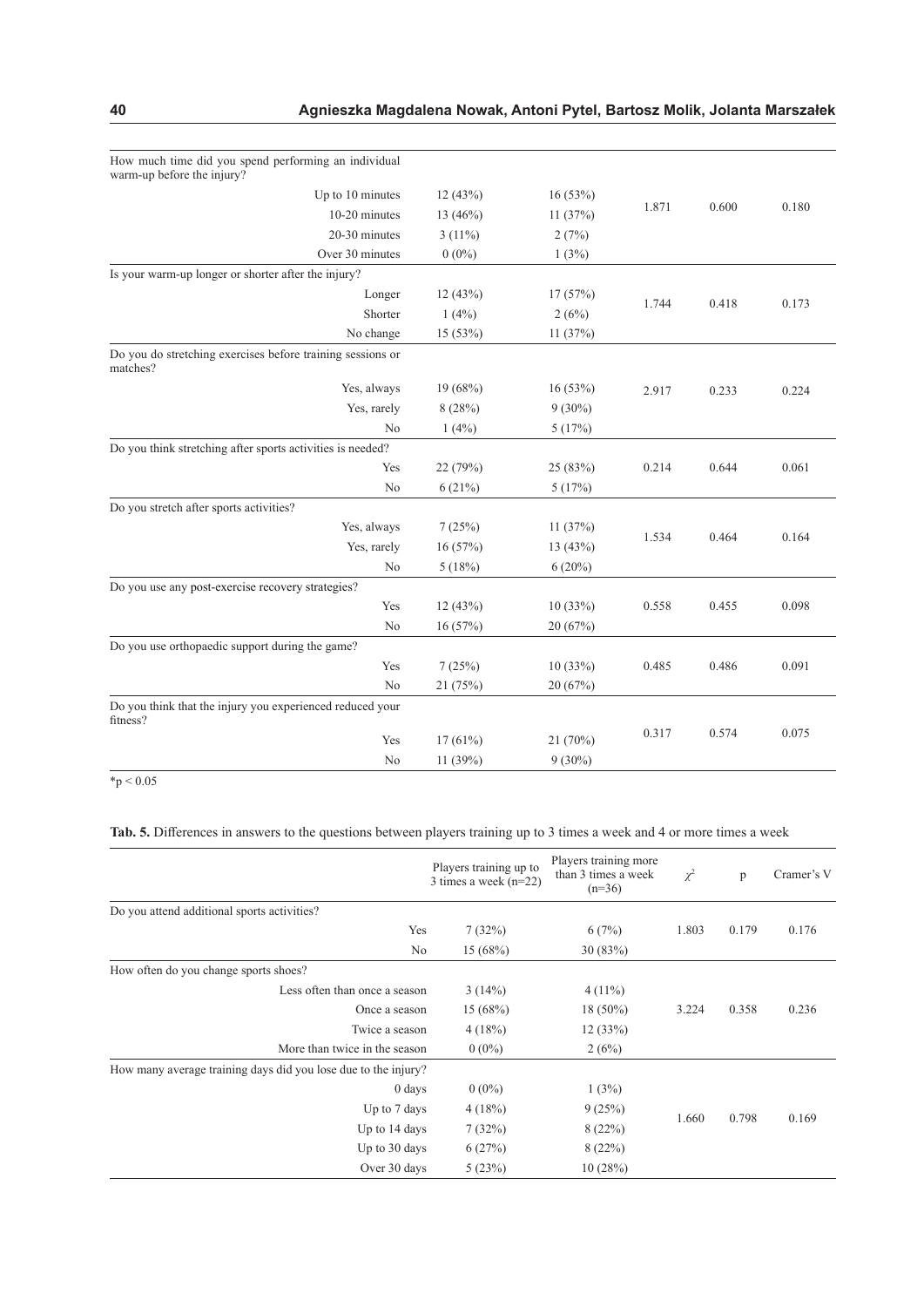| | | | | | |
|---|---|---|---|---|---|
| How much time did you spend performing an individual warm-up before the injury? | | | | | |
| Up to 10 minutes | 12 (43%) | 16 (53%) | 1.871 | 0.600 | 0.180 |
| 10-20 minutes | 13 (46%) | 11 (37%) | | | |
| 20-30 minutes | 3 (11%) | 2 (7%) | | | |
| Over 30 minutes | 0 (0%) | 1 (3%) | | | |
| Is your warm-up longer or shorter after the injury? | | | | | |
| Longer | 12 (43%) | 17 (57%) | 1.744 | 0.418 | 0.173 |
| Shorter | 1 (4%) | 2 (6%) | | | |
| No change | 15 (53%) | 11 (37%) | | | |
| Do you do stretching exercises before training sessions or matches? | | | | | |
| Yes, always | 19 (68%) | 16 (53%) | 2.917 | 0.233 | 0.224 |
| Yes, rarely | 8 (28%) | 9 (30%) | | | |
| No | 1 (4%) | 5 (17%) | | | |
| Do you think stretching after sports activities is needed? | | | | | |
| Yes | 22 (79%) | 25 (83%) | 0.214 | 0.644 | 0.061 |
| No | 6 (21%) | 5 (17%) | | | |
| Do you stretch after sports activities? | | | | | |
| Yes, always | 7 (25%) | 11 (37%) | 1.534 | 0.464 | 0.164 |
| Yes, rarely | 16 (57%) | 13 (43%) | | | |
| No | 5 (18%) | 6 (20%) | | | |
| Do you use any post-exercise recovery strategies? | | | | | |
| Yes | 12 (43%) | 10 (33%) | 0.558 | 0.455 | 0.098 |
| No | 16 (57%) | 20 (67%) | | | |
| Do you use orthopaedic support during the game? | | | | | |
| Yes | 7 (25%) | 10 (33%) | 0.485 | 0.486 | 0.091 |
| No | 21 (75%) | 20 (67%) | | | |
| Do you think that the injury you experienced reduced your fitness? | | | | | |
| Yes | 17 (61%) | 21 (70%) | 0.317 | 0.574 | 0.075 |
| No | 11 (39%) | 9 (30%) | | | |

*p < 0.05

**Tab. 5.** Differences in answers to the questions between players training up to 3 times a week and 4 or more times a week

| | Players training up to 3 times a week (n=22) | Players training more than 3 times a week (n=36) | $\chi^2$ | p | Cramer's V |
|---|---|---|---|---|---|
| Do you attend additional sports activities? | | | | | |
| Yes | 7 (32%) | 6 (7%) | 1.803 | 0.179 | 0.176 |
| No | 15 (68%) | 30 (83%) | | | |
| How often do you change sports shoes? | | | | | |
| Less often than once a season | 3 (14%) | 4 (11%) | 3.224 | 0.358 | 0.236 |
| Once a season | 15 (68%) | 18 (50%) | | | |
| Twice a season | 4 (18%) | 12 (33%) | | | |
| More than twice in the season | 0 (0%) | 2 (6%) | | | |
| How many average training days did you lose due to the injury? | | | | | |
| 0 days | 0 (0%) | 1 (3%) | 1.660 | 0.798 | 0.169 |
| Up to 7 days | 4 (18%) | 9 (25%) | | | |
| Up to 14 days | 7 (32%) | 8 (22%) | | | |
| Up to 30 days | 6 (27%) | 8 (22%) | | | |
| Over 30 days | 5 (23%) | 10 (28%) | | | |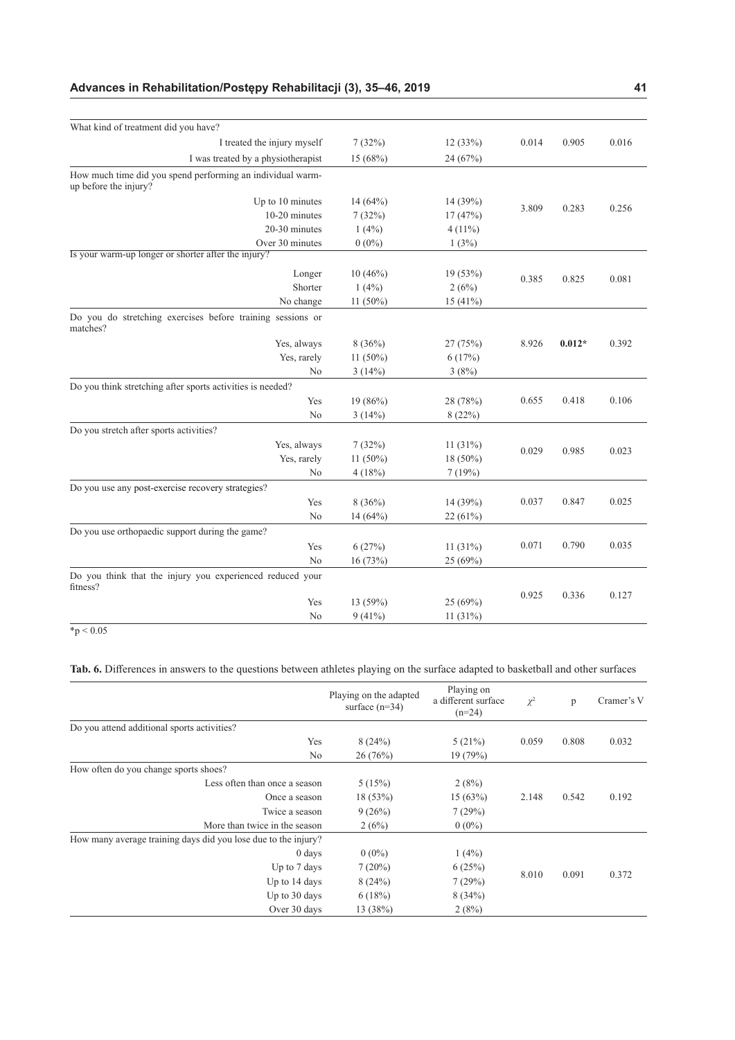| | | | | | |
|---|---|---|---|---|---|
| What kind of treatment did you have? | | | | | |
| I treated the injury myself | 7 (32%) | 12 (33%) | 0.014 | 0.905 | 0.016 |
| I was treated by a physiotherapist | 15 (68%) | 24 (67%) | | | |
| How much time did you spend performing an individual warm-up before the injury? | | | | | |
| Up to 10 minutes | 14 (64%) | 14 (39%) | 3.809 | 0.283 | 0.256 |
| 10-20 minutes | 7 (32%) | 17 (47%) | | | |
| 20-30 minutes | 1 (4%) | 4 (11%) | | | |
| Over 30 minutes | 0 (0%) | 1 (3%) | | | |
| Is your warm-up longer or shorter after the injury? | | | | | |
| Longer | 10 (46%) | 19 (53%) | 0.385 | 0.825 | 0.081 |
| Shorter | 1 (4%) | 2 (6%) | | | |
| No change | 11 (50%) | 15 (41%) | | | |
| Do you do stretching exercises before training sessions or matches? | | | | | |
| Yes, always | 8 (36%) | 27 (75%) | 8.926 | **0.012*** | 0.392 |
| Yes, rarely | 11 (50%) | 6 (17%) | | | |
| No | 3 (14%) | 3 (8%) | | | |
| Do you think stretching after sports activities is needed? | | | | | |
| Yes | 19 (86%) | 28 (78%) | 0.655 | 0.418 | 0.106 |
| No | 3 (14%) | 8 (22%) | | | |
| Do you stretch after sports activities? | | | | | |
| Yes, always | 7 (32%) | 11 (31%) | 0.029 | 0.985 | 0.023 |
| Yes, rarely | 11 (50%) | 18 (50%) | | | |
| No | 4 (18%) | 7 (19%) | | | |
| Do you use any post-exercise recovery strategies? | | | | | |
| Yes | 8 (36%) | 14 (39%) | 0.037 | 0.847 | 0.025 |
| No | 14 (64%) | 22 (61%) | | | |
| Do you use orthopaedic support during the game? | | | | | |
| Yes | 6 (27%) | 11 (31%) | 0.071 | 0.790 | 0.035 |
| No | 16 (73%) | 25 (69%) | | | |
| Do you think that the injury you experienced reduced your fitness? | | | | | |
| Yes | 13 (59%) | 25 (69%) | 0.925 | 0.336 | 0.127 |
| No | 9 (41%) | 11 (31%) | | | |

*p < 0.05

**Tab. 6.** Differences in answers to the questions between athletes playing on the surface adapted to basketball and other surfaces

| | Playing on the adapted surface (n=34) | Playing on a different surface (n=24) | $\chi^2$ | p | Cramer's V |
|---|---|---|---|---|---|
| Do you attend additional sports activities? | | | | | |
| Yes | 8 (24%) | 5 (21%) | 0.059 | 0.808 | 0.032 |
| No | 26 (76%) | 19 (79%) | | | |
| How often do you change sports shoes? | | | | | |
| Less often than once a season | 5 (15%) | 2 (8%) | 2.148 | 0.542 | 0.192 |
| Once a season | 18 (53%) | 15 (63%) | | | |
| Twice a season | 9 (26%) | 7 (29%) | | | |
| More than twice in the season | 2 (6%) | 0 (0%) | | | |
| How many average training days did you lose due to the injury? | | | | | |
| 0 days | 0 (0%) | 1 (4%) | 8.010 | 0.091 | 0.372 |
| Up to 7 days | 7 (20%) | 6 (25%) | | | |
| Up to 14 days | 8 (24%) | 7 (29%) | | | |
| Up to 30 days | 6 (18%) | 8 (34%) | | | |
| Over 30 days | 13 (38%) | 2 (8%) | | | |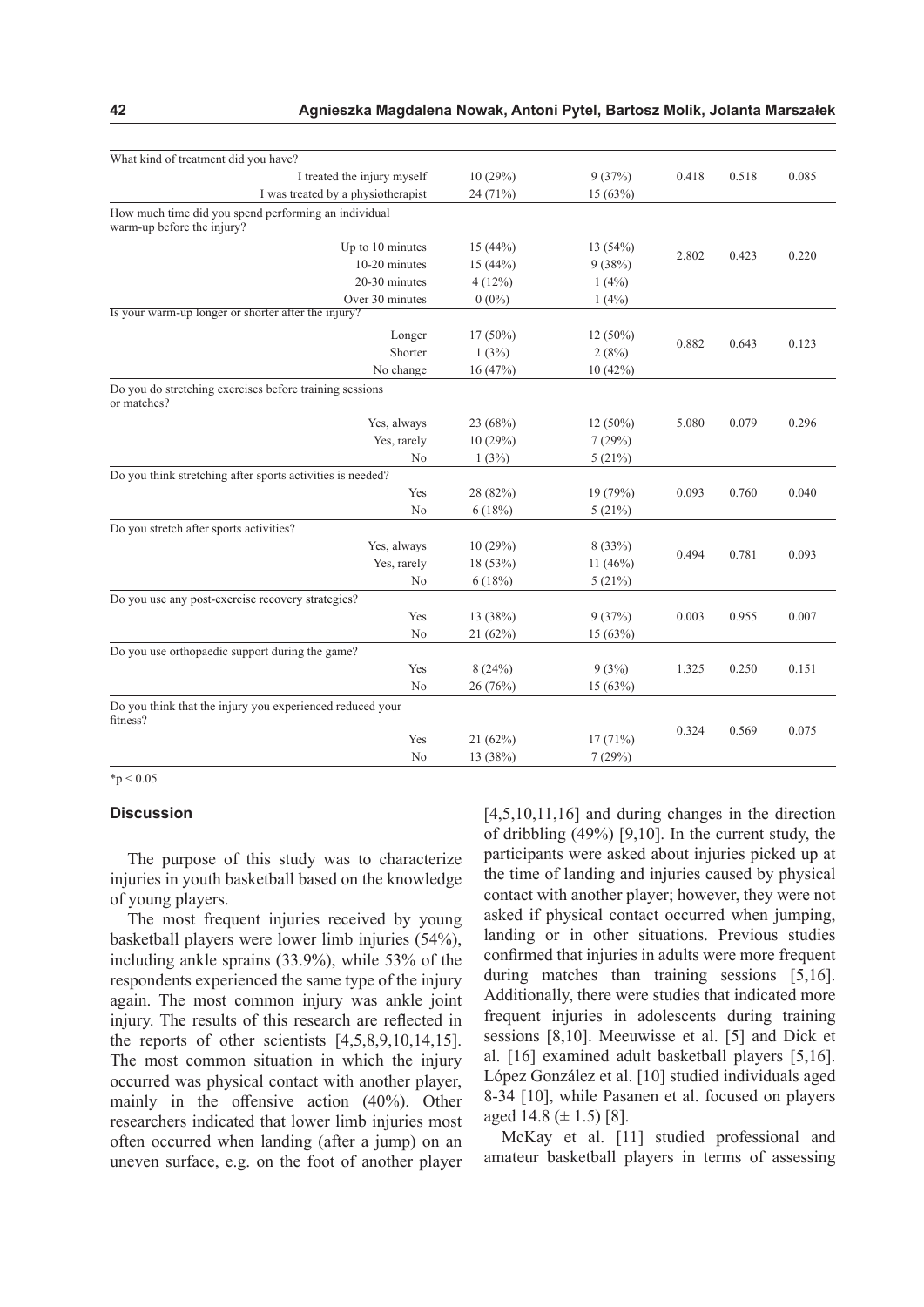| | | | | | |
|---|---|---|---|---|---|
| What kind of treatment did you have? | | | | | |
| I treated the injury myself | 10 (29%) | 9 (37%) | 0.418 | 0.518 | 0.085 |
| I was treated by a physiotherapist | 24 (71%) | 15 (63%) | | | |
| How much time did you spend performing an individual warm-up before the injury? | | | | | |
| Up to 10 minutes | 15 (44%) | 13 (54%) | 2.802 | 0.423 | 0.220 |
| 10-20 minutes | 15 (44%) | 9 (38%) | | | |
| 20-30 minutes | 4 (12%) | 1 (4%) | | | |
| Over 30 minutes | 0 (0%) | 1 (4%) | | | |
| Is your warm-up longer or shorter after the injury? | | | | | |
| Longer | 17 (50%) | 12 (50%) | 0.882 | 0.643 | 0.123 |
| Shorter | 1 (3%) | 2 (8%) | | | |
| No change | 16 (47%) | 10 (42%) | | | |
| Do you do stretching exercises before training sessions or matches? | | | | | |
| Yes, always | 23 (68%) | 12 (50%) | 5.080 | 0.079 | 0.296 |
| Yes, rarely | 10 (29%) | 7 (29%) | | | |
| No | 1 (3%) | 5 (21%) | | | |
| Do you think stretching after sports activities is needed? | | | | | |
| Yes | 28 (82%) | 19 (79%) | 0.093 | 0.760 | 0.040 |
| No | 6 (18%) | 5 (21%) | | | |
| Do you stretch after sports activities? | | | | | |
| Yes, always | 10 (29%) | 8 (33%) | 0.494 | 0.781 | 0.093 |
| Yes, rarely | 18 (53%) | 11 (46%) | | | |
| No | 6 (18%) | 5 (21%) | | | |
| Do you use any post-exercise recovery strategies? | | | | | |
| Yes | 13 (38%) | 9 (37%) | 0.003 | 0.955 | 0.007 |
| No | 21 (62%) | 15 (63%) | | | |
| Do you use orthopaedic support during the game? | | | | | |
| Yes | 8 (24%) | 9 (3%) | 1.325 | 0.250 | 0.151 |
| No | 26 (76%) | 15 (63%) | | | |
| Do you think that the injury you experienced reduced your fitness? | | | | | |
| Yes | 21 (62%) | 17 (71%) | 0.324 | 0.569 | 0.075 |
| No | 13 (38%) | 7 (29%) | | | |

*p < 0.05

## Discussion

The purpose of this study was to characterize injuries in youth basketball based on the knowledge of young players.

The most frequent injuries received by young basketball players were lower limb injuries (54%), including ankle sprains (33.9%), while 53% of the respondents experienced the same type of the injury again. The most common injury was ankle joint injury. The results of this research are reflected in the reports of other scientists [4,5,8,9,10,14,15]. The most common situation in which the injury occurred was physical contact with another player, mainly in the offensive action (40%). Other researchers indicated that lower limb injuries most often occurred when landing (after a jump) on an uneven surface, e.g. on the foot of another player [4,5,10,11,16] and during changes in the direction of dribbling (49%) [9,10]. In the current study, the participants were asked about injuries picked up at the time of landing and injuries caused by physical contact with another player; however, they were not asked if physical contact occurred when jumping, landing or in other situations. Previous studies confirmed that injuries in adults were more frequent during matches than training sessions [5,16]. Additionally, there were studies that indicated more frequent injuries in adolescents during training sessions [8,10]. Meeuwisse et al. [5] and Dick et al. [16] examined adult basketball players [5,16]. López González et al. [10] studied individuals aged 8-34 [10], while Pasanen et al. focused on players aged 14.8 (± 1.5) [8].

McKay et al. [11] studied professional and amateur basketball players in terms of assessing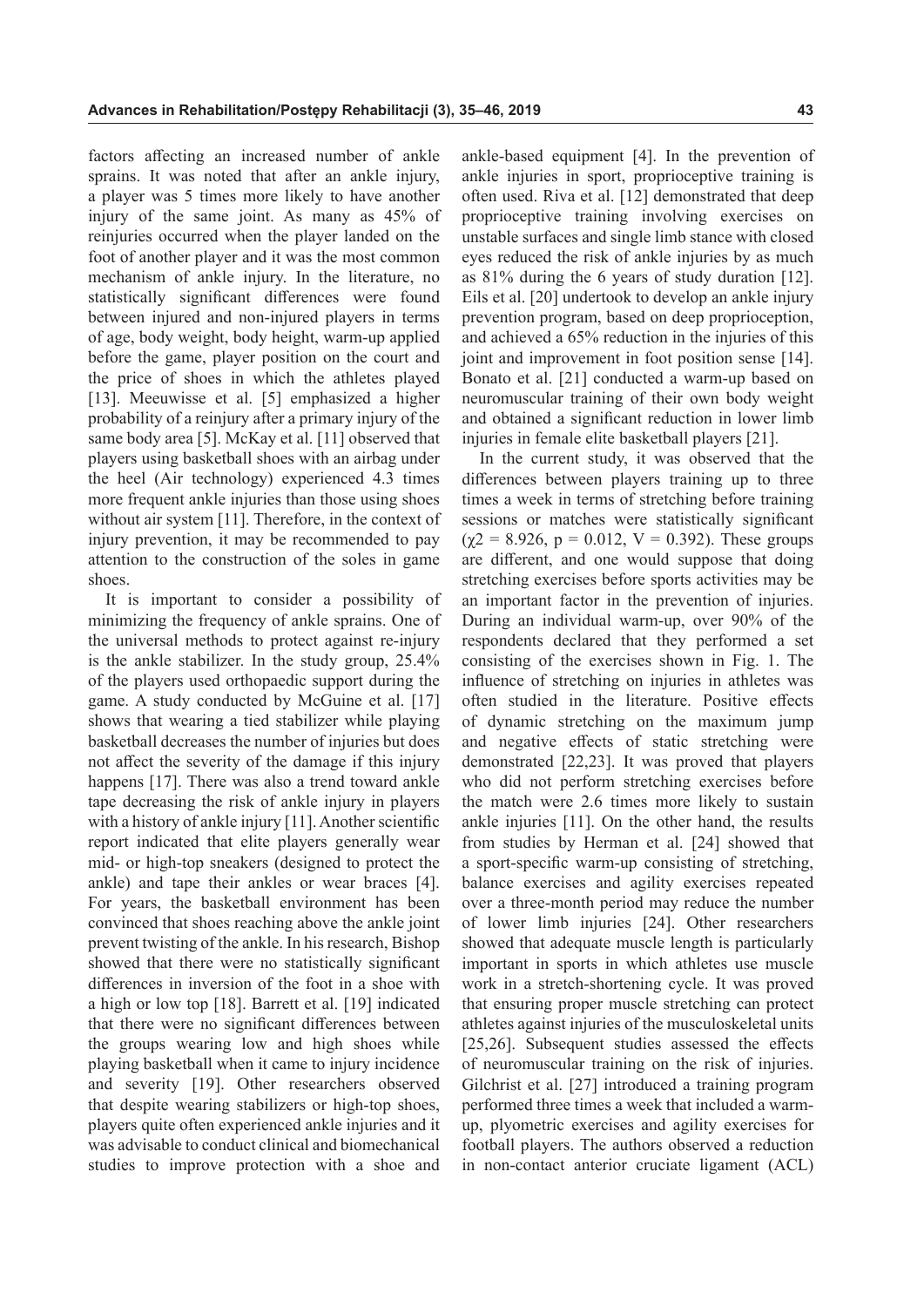factors affecting an increased number of ankle sprains. It was noted that after an ankle injury, a player was 5 times more likely to have another injury of the same joint. As many as 45% of reinjuries occurred when the player landed on the foot of another player and it was the most common mechanism of ankle injury. In the literature, no statistically significant differences were found between injured and non-injured players in terms of age, body weight, body height, warm-up applied before the game, player position on the court and the price of shoes in which the athletes played [13]. Meeuwisse et al. [5] emphasized a higher probability of a reinjury after a primary injury of the same body area [5]. McKay et al. [11] observed that players using basketball shoes with an airbag under the heel (Air technology) experienced 4.3 times more frequent ankle injuries than those using shoes without air system [11]. Therefore, in the context of injury prevention, it may be recommended to pay attention to the construction of the soles in game shoes.

It is important to consider a possibility of minimizing the frequency of ankle sprains. One of the universal methods to protect against re-injury is the ankle stabilizer. In the study group, 25.4% of the players used orthopaedic support during the game. A study conducted by McGuine et al. [17] shows that wearing a tied stabilizer while playing basketball decreases the number of injuries but does not affect the severity of the damage if this injury happens [17]. There was also a trend toward ankle tape decreasing the risk of ankle injury in players with a history of ankle injury [11]. Another scientific report indicated that elite players generally wear mid- or high-top sneakers (designed to protect the ankle) and tape their ankles or wear braces [4]. For years, the basketball environment has been convinced that shoes reaching above the ankle joint prevent twisting of the ankle. In his research, Bishop showed that there were no statistically significant differences in inversion of the foot in a shoe with a high or low top [18]. Barrett et al. [19] indicated that there were no significant differences between the groups wearing low and high shoes while playing basketball when it came to injury incidence and severity [19]. Other researchers observed that despite wearing stabilizers or high-top shoes, players quite often experienced ankle injuries and it was advisable to conduct clinical and biomechanical studies to improve protection with a shoe and ankle-based equipment [4]. In the prevention of ankle injuries in sport, proprioceptive training is often used. Riva et al. [12] demonstrated that deep proprioceptive training involving exercises on unstable surfaces and single limb stance with closed eyes reduced the risk of ankle injuries by as much as 81% during the 6 years of study duration [12]. Eils et al. [20] undertook to develop an ankle injury prevention program, based on deep proprioception, and achieved a 65% reduction in the injuries of this joint and improvement in foot position sense [14]. Bonato et al. [21] conducted a warm-up based on neuromuscular training of their own body weight and obtained a significant reduction in lower limb injuries in female elite basketball players [21].

In the current study, it was observed that the differences between players training up to three times a week in terms of stretching before training sessions or matches were statistically significant ($\chi2 = 8.926$, $p = 0.012$, $V = 0.392$). These groups are different, and one would suppose that doing stretching exercises before sports activities may be an important factor in the prevention of injuries. During an individual warm-up, over 90% of the respondents declared that they performed a set consisting of the exercises shown in Fig. 1. The influence of stretching on injuries in athletes was often studied in the literature. Positive effects of dynamic stretching on the maximum jump and negative effects of static stretching were demonstrated [22,23]. It was proved that players who did not perform stretching exercises before the match were 2.6 times more likely to sustain ankle injuries [11]. On the other hand, the results from studies by Herman et al. [24] showed that a sport-specific warm-up consisting of stretching, balance exercises and agility exercises repeated over a three-month period may reduce the number of lower limb injuries [24]. Other researchers showed that adequate muscle length is particularly important in sports in which athletes use muscle work in a stretch-shortening cycle. It was proved that ensuring proper muscle stretching can protect athletes against injuries of the musculoskeletal units [25,26]. Subsequent studies assessed the effects of neuromuscular training on the risk of injuries. Gilchrist et al. [27] introduced a training program performed three times a week that included a warm-up, plyometric exercises and agility exercises for football players. The authors observed a reduction in non-contact anterior cruciate ligament (ACL)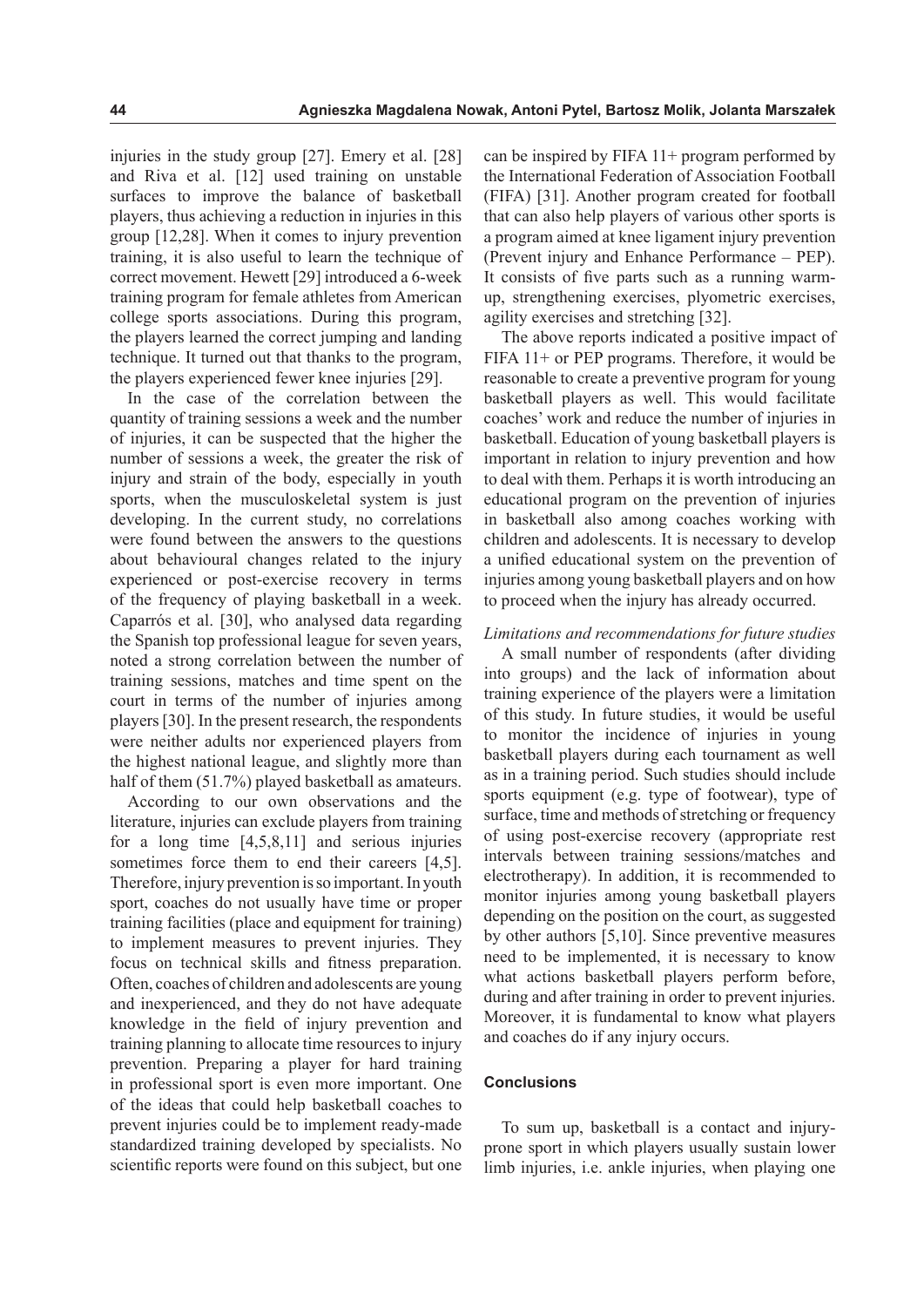injuries in the study group [27]. Emery et al. [28] and Riva et al. [12] used training on unstable surfaces to improve the balance of basketball players, thus achieving a reduction in injuries in this group [12,28]. When it comes to injury prevention training, it is also useful to learn the technique of correct movement. Hewett [29] introduced a 6-week training program for female athletes from American college sports associations. During this program, the players learned the correct jumping and landing technique. It turned out that thanks to the program, the players experienced fewer knee injuries [29].

In the case of the correlation between the quantity of training sessions a week and the number of injuries, it can be suspected that the higher the number of sessions a week, the greater the risk of injury and strain of the body, especially in youth sports, when the musculoskeletal system is just developing. In the current study, no correlations were found between the answers to the questions about behavioural changes related to the injury experienced or post-exercise recovery in terms of the frequency of playing basketball in a week. Caparrós et al. [30], who analysed data regarding the Spanish top professional league for seven years, noted a strong correlation between the number of training sessions, matches and time spent on the court in terms of the number of injuries among players [30]. In the present research, the respondents were neither adults nor experienced players from the highest national league, and slightly more than half of them (51.7%) played basketball as amateurs.

According to our own observations and the literature, injuries can exclude players from training for a long time [4,5,8,11] and serious injuries sometimes force them to end their careers [4,5]. Therefore, injury prevention is so important. In youth sport, coaches do not usually have time or proper training facilities (place and equipment for training) to implement measures to prevent injuries. They focus on technical skills and fitness preparation. Often, coaches of children and adolescents are young and inexperienced, and they do not have adequate knowledge in the field of injury prevention and training planning to allocate time resources to injury prevention. Preparing a player for hard training in professional sport is even more important. One of the ideas that could help basketball coaches to prevent injuries could be to implement ready-made standardized training developed by specialists. No scientific reports were found on this subject, but one can be inspired by FIFA 11+ program performed by the International Federation of Association Football (FIFA) [31]. Another program created for football that can also help players of various other sports is a program aimed at knee ligament injury prevention (Prevent injury and Enhance Performance – PEP). It consists of five parts such as a running warm-up, strengthening exercises, plyometric exercises, agility exercises and stretching [32].

The above reports indicated a positive impact of FIFA 11+ or PEP programs. Therefore, it would be reasonable to create a preventive program for young basketball players as well. This would facilitate coaches' work and reduce the number of injuries in basketball. Education of young basketball players is important in relation to injury prevention and how to deal with them. Perhaps it is worth introducing an educational program on the prevention of injuries in basketball also among coaches working with children and adolescents. It is necessary to develop a unified educational system on the prevention of injuries among young basketball players and on how to proceed when the injury has already occurred.

*Limitations and recommendations for future studies*

A small number of respondents (after dividing into groups) and the lack of information about training experience of the players were a limitation of this study. In future studies, it would be useful to monitor the incidence of injuries in young basketball players during each tournament as well as in a training period. Such studies should include sports equipment (e.g. type of footwear), type of surface, time and methods of stretching or frequency of using post-exercise recovery (appropriate rest intervals between training sessions/matches and electrotherapy). In addition, it is recommended to monitor injuries among young basketball players depending on the position on the court, as suggested by other authors [5,10]. Since preventive measures need to be implemented, it is necessary to know what actions basketball players perform before, during and after training in order to prevent injuries. Moreover, it is fundamental to know what players and coaches do if any injury occurs.

## Conclusions

To sum up, basketball is a contact and injury-prone sport in which players usually sustain lower limb injuries, i.e. ankle injuries, when playing one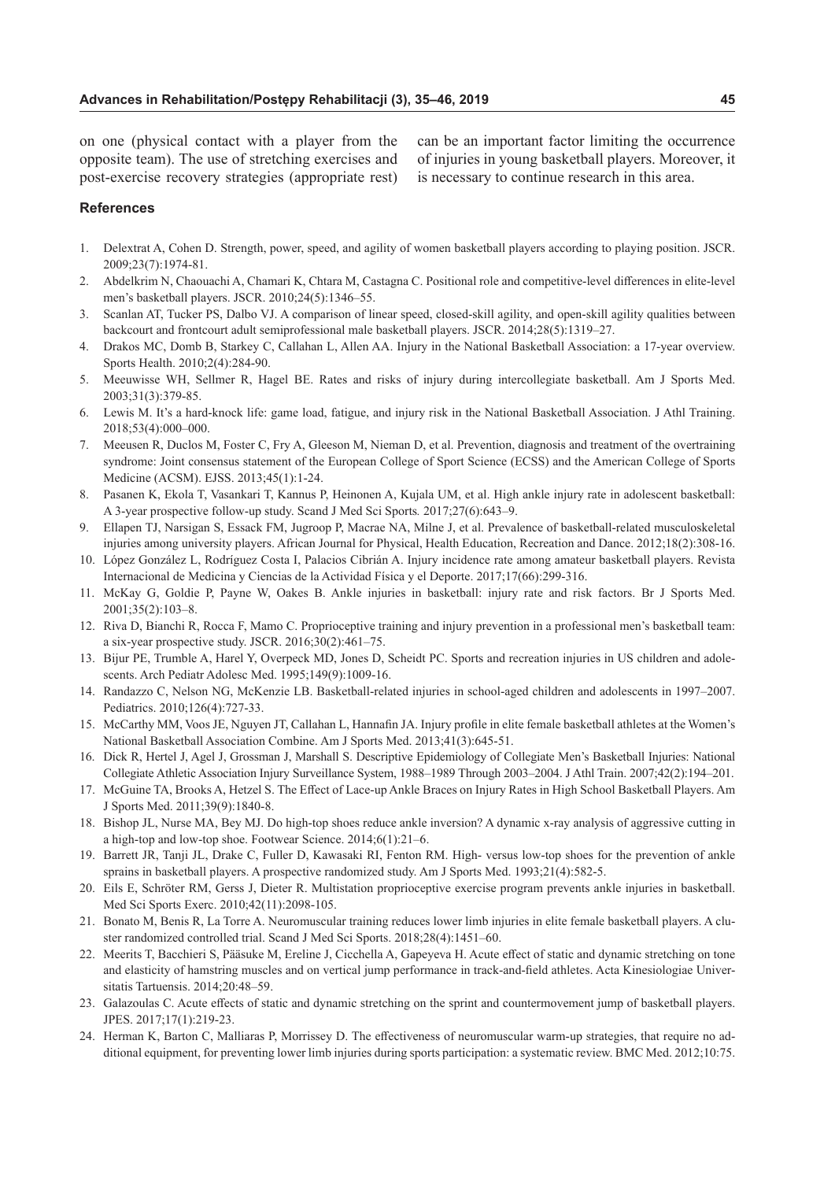on one (physical contact with a player from the opposite team). The use of stretching exercises and post-exercise recovery strategies (appropriate rest) can be an important factor limiting the occurrence of injuries in young basketball players. Moreover, it is necessary to continue research in this area.

## References

1. Delextrat A, Cohen D. Strength, power, speed, and agility of women basketball players according to playing position. JSCR. 2009;23(7):1974-81.
2. Abdelkrim N, Chaouachi A, Chamari K, Chtara M, Castagna C. Positional role and competitive-level differences in elite-level men's basketball players. JSCR. 2010;24(5):1346–55.
3. Scanlan AT, Tucker PS, Dalbo VJ. A comparison of linear speed, closed-skill agility, and open-skill agility qualities between backcourt and frontcourt adult semiprofessional male basketball players. JSCR. 2014;28(5):1319–27.
4. Drakos MC, Domb B, Starkey C, Callahan L, Allen AA. Injury in the National Basketball Association: a 17-year overview. Sports Health. 2010;2(4):284-90.
5. Meeuwisse WH, Sellmer R, Hagel BE. Rates and risks of injury during intercollegiate basketball. Am J Sports Med. 2003;31(3):379-85.
6. Lewis M. It's a hard-knock life: game load, fatigue, and injury risk in the National Basketball Association. J Athl Training. 2018;53(4):000–000.
7. Meeusen R, Duclos M, Foster C, Fry A, Gleeson M, Nieman D, et al. Prevention, diagnosis and treatment of the overtraining syndrome: Joint consensus statement of the European College of Sport Science (ECSS) and the American College of Sports Medicine (ACSM). EJSS. 2013;45(1):1-24.
8. Pasanen K, Ekola T, Vasankari T, Kannus P, Heinonen A, Kujala UM, et al. High ankle injury rate in adolescent basketball: A 3-year prospective follow-up study. Scand J Med Sci Sports. 2017;27(6):643–9.
9. Ellapen TJ, Narsigan S, Essack FM, Jugroop P, Macrae NA, Milne J, et al. Prevalence of basketball-related musculoskeletal injuries among university players. African Journal for Physical, Health Education, Recreation and Dance. 2012;18(2):308-16.
10. López González L, Rodríguez Costa I, Palacios Cibrián A. Injury incidence rate among amateur basketball players. Revista Internacional de Medicina y Ciencias de la Actividad Física y el Deporte. 2017;17(66):299-316.
11. McKay G, Goldie P, Payne W, Oakes B. Ankle injuries in basketball: injury rate and risk factors. Br J Sports Med. 2001;35(2):103–8.
12. Riva D, Bianchi R, Rocca F, Mamo C. Proprioceptive training and injury prevention in a professional men's basketball team: a six-year prospective study. JSCR. 2016;30(2):461–75.
13. Bijur PE, Trumble A, Harel Y, Overpeck MD, Jones D, Scheidt PC. Sports and recreation injuries in US children and adolescents. Arch Pediatr Adolesc Med. 1995;149(9):1009-16.
14. Randazzo C, Nelson NG, McKenzie LB. Basketball-related injuries in school-aged children and adolescents in 1997–2007. Pediatrics. 2010;126(4):727-33.
15. McCarthy MM, Voos JE, Nguyen JT, Callahan L, Hannafin JA. Injury profile in elite female basketball athletes at the Women's National Basketball Association Combine. Am J Sports Med. 2013;41(3):645-51.
16. Dick R, Hertel J, Agel J, Grossman J, Marshall S. Descriptive Epidemiology of Collegiate Men's Basketball Injuries: National Collegiate Athletic Association Injury Surveillance System, 1988–1989 Through 2003–2004. J Athl Train. 2007;42(2):194–201.
17. McGuine TA, Brooks A, Hetzel S. The Effect of Lace-up Ankle Braces on Injury Rates in High School Basketball Players. Am J Sports Med. 2011;39(9):1840-8.
18. Bishop JL, Nurse MA, Bey MJ. Do high-top shoes reduce ankle inversion? A dynamic x-ray analysis of aggressive cutting in a high-top and low-top shoe. Footwear Science. 2014;6(1):21–6.
19. Barrett JR, Tanji JL, Drake C, Fuller D, Kawasaki RI, Fenton RM. High- versus low-top shoes for the prevention of ankle sprains in basketball players. A prospective randomized study. Am J Sports Med. 1993;21(4):582-5.
20. Eils E, Schröter RM, Gerss J, Dieter R. Multistation proprioceptive exercise program prevents ankle injuries in basketball. Med Sci Sports Exerc. 2010;42(11):2098-105.
21. Bonato M, Benis R, La Torre A. Neuromuscular training reduces lower limb injuries in elite female basketball players. A cluster randomized controlled trial. Scand J Med Sci Sports. 2018;28(4):1451–60.
22. Meerits T, Bacchieri S, Pääsuke M, Ereline J, Cicchella A, Gapeyeva H. Acute effect of static and dynamic stretching on tone and elasticity of hamstring muscles and on vertical jump performance in track-and-field athletes. Acta Kinesiologiae Universitatis Tartuensis. 2014;20:48–59.
23. Galazoulas C. Acute effects of static and dynamic stretching on the sprint and countermovement jump of basketball players. JPES. 2017;17(1):219-23.
24. Herman K, Barton C, Malliaras P, Morrissey D. The effectiveness of neuromuscular warm-up strategies, that require no additional equipment, for preventing lower limb injuries during sports participation: a systematic review. BMC Med. 2012;10:75.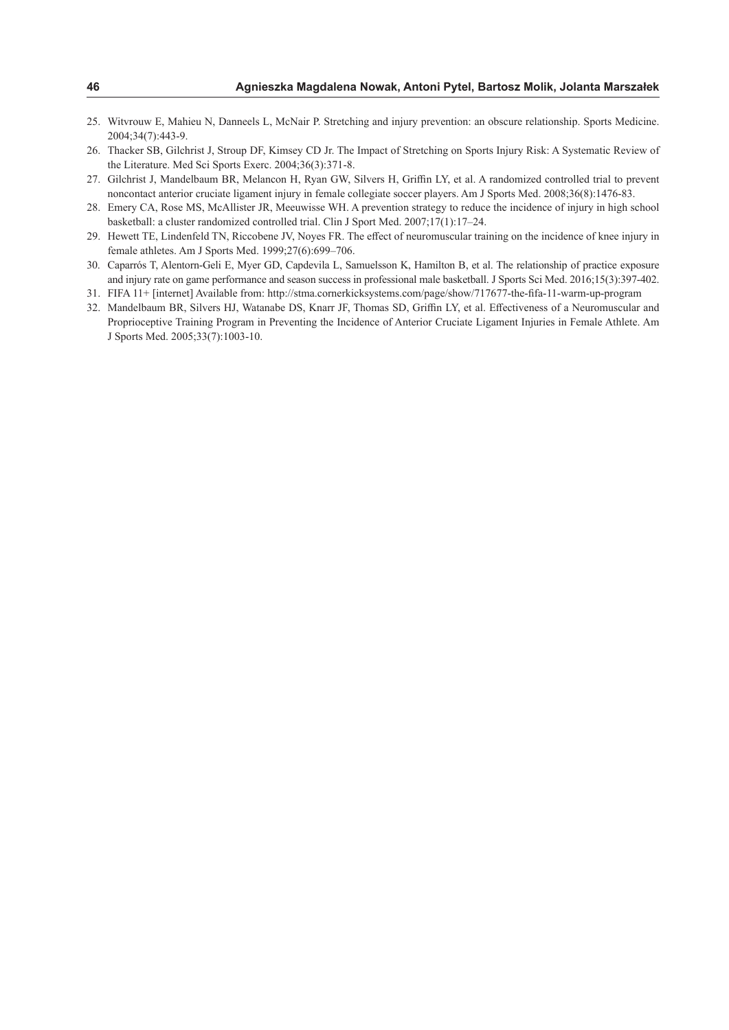25. Witvrouw E, Mahieu N, Danneels L, McNair P. Stretching and injury prevention: an obscure relationship. Sports Medicine. 2004;34(7):443-9.
26. Thacker SB, Gilchrist J, Stroup DF, Kimsey CD Jr. The Impact of Stretching on Sports Injury Risk: A Systematic Review of the Literature. Med Sci Sports Exerc. 2004;36(3):371-8.
27. Gilchrist J, Mandelbaum BR, Melancon H, Ryan GW, Silvers H, Griffin LY, et al. A randomized controlled trial to prevent noncontact anterior cruciate ligament injury in female collegiate soccer players. Am J Sports Med. 2008;36(8):1476-83.
28. Emery CA, Rose MS, McAllister JR, Meeuwisse WH. A prevention strategy to reduce the incidence of injury in high school basketball: a cluster randomized controlled trial. Clin J Sport Med. 2007;17(1):17–24.
29. Hewett TE, Lindenfeld TN, Riccobene JV, Noyes FR. The effect of neuromuscular training on the incidence of knee injury in female athletes. Am J Sports Med. 1999;27(6):699–706.
30. Caparrós T, Alentorn-Geli E, Myer GD, Capdevila L, Samuelsson K, Hamilton B, et al. The relationship of practice exposure and injury rate on game performance and season success in professional male basketball. J Sports Sci Med. 2016;15(3):397-402.
31. FIFA 11+ [internet] Available from: http://stma.cornerkicksystems.com/page/show/717677-the-fifa-11-warm-up-program
32. Mandelbaum BR, Silvers HJ, Watanabe DS, Knarr JF, Thomas SD, Griffin LY, et al. Effectiveness of a Neuromuscular and Proprioceptive Training Program in Preventing the Incidence of Anterior Cruciate Ligament Injuries in Female Athlete. Am J Sports Med. 2005;33(7):1003-10.